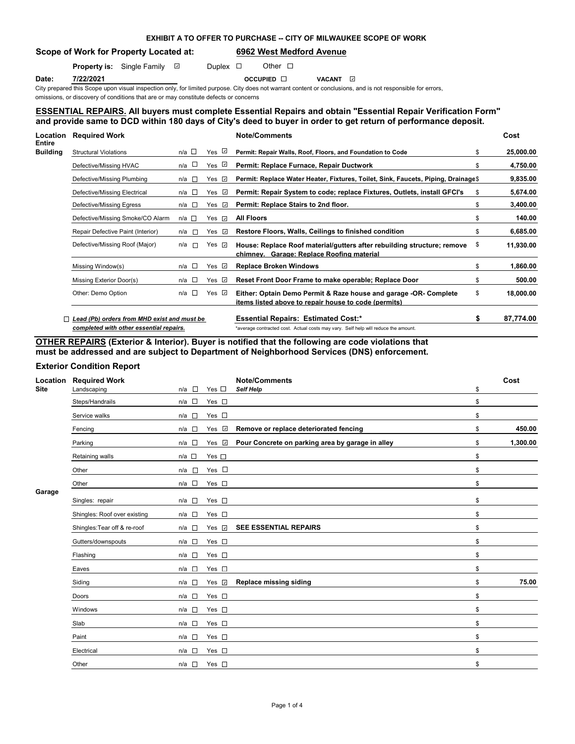**EXHIBIT A TO OFFER TO PURCHASE -- CITY OF MILWAUKEE SCOPE OF WORK**

**Scope of Work for Property Located at:** **6962 West Medford Avenue**

**Property is:** Single Family ☑ Duplex ☐ Other ☐

**Date:** **7/22/2021** OCCUPIED ☐ VACANT ☑

City prepared this Scope upon visual inspection only, for limited purpose. City does not warrant content or conclusions, and is not responsible for errors, omissions, or discovery of conditions that are or may constitute defects or concerns

## ESSENTIAL REPAIRS. All buyers must complete Essential Repairs and obtain "Essential Repair Verification Form" and provide same to DCD within 180 days of City's deed to buyer in order to get return of performance deposit.

| Location | Required Work | n/a | Yes | Note/Comments | Cost |
|---|---|---|---|---|---|
| Entire Building | Structural Violations | ☐ | ☑ | Permit: Repair Walls, Roof, Floors, and Foundation to Code | $ 25,000.00 |
| | Defective/Missing HVAC | ☐ | ☑ | Permit: Replace Furnace, Repair Ductwork | $ 4,750.00 |
| | Defective/Missing Plumbing | ☐ | ☑ | Permit: Replace Water Heater, Fixtures, Toilet, Sink, Faucets, Piping, Drainage | $ 9,835.00 |
| | Defective/Missing Electrical | ☐ | ☑ | Permit: Repair System to code; replace Fixtures, Outlets, install GFCI's | $ 5,674.00 |
| | Defective/Missing Egress | ☐ | ☑ | Permit: Replace Stairs to 2nd floor. | $ 3,400.00 |
| | Defective/Missing Smoke/CO Alarm | ☐ | ☑ | All Floors | $ 140.00 |
| | Repair Defective Paint (Interior) | ☐ | ☑ | Restore Floors, Walls, Ceilings to finished condition | $ 6,685.00 |
| | Defective/Missing Roof (Major) | ☐ | ☑ | House: Replace Roof material/gutters after rebuilding structure; remove chimney. Garage: Replace Roofing material | $ 11,930.00 |
| | Missing Window(s) | ☐ | ☑ | Replace Broken Windows | $ 1,860.00 |
| | Missing Exterior Door(s) | ☐ | ☑ | Reset Front Door Frame to make operable; Replace Door | $ 500.00 |
| | Other: Demo Option | ☐ | ☑ | Either: Optain Demo Permit & Raze house and garage -OR- Complete items listed above to repair house to code (permits) | $ 18,000.00 |

☐ ***Lead (Pb) orders from MHD exist and must be completed with other essential repairs.***

**Essential Repairs: Estimated Cost:*** **$ 87,774.00**

*average contracted cost. Actual costs may vary. Self help will reduce the amount.

## OTHER REPAIRS (Exterior & Interior). Buyer is notified that the following are code violations that must be addressed and are subject to Department of Neighborhood Services (DNS) enforcement.

### Exterior Condition Report

| Location | Required Work | n/a | Yes | Note/Comments | Cost |
|---|---|---|---|---|---|
| Site | Landscaping | ☐ | ☐ | *Self Help* | $ |
| | Steps/Handrails | ☐ | ☐ | | $ |
| | Service walks | ☐ | ☐ | | $ |
| | Fencing | ☐ | ☑ | Remove or replace deteriorated fencing | $ 450.00 |
| | Parking | ☐ | ☑ | Pour Concrete on parking area by garage in alley | $ 1,300.00 |
| | Retaining walls | ☐ | ☐ | | $ |
| | Other | ☐ | ☐ | | $ |
| | Other | ☐ | ☐ | | $ |
| Garage | Singles: repair | ☐ | ☐ | | $ |
| | Shingles: Roof over existing | ☐ | ☐ | | $ |
| | Shingles:Tear off & re-roof | ☐ | ☑ | SEE ESSENTIAL REPAIRS | $ |
| | Gutters/downspouts | ☐ | ☐ | | $ |
| | Flashing | ☐ | ☐ | | $ |
| | Eaves | ☐ | ☐ | | $ |
| | Siding | ☐ | ☑ | Replace missing siding | $ 75.00 |
| | Doors | ☐ | ☐ | | $ |
| | Windows | ☐ | ☐ | | $ |
| | Slab | ☐ | ☐ | | $ |
| | Paint | ☐ | ☐ | | $ |
| | Electrical | ☐ | ☐ | | $ |
| | Other | ☐ | ☐ | | $ |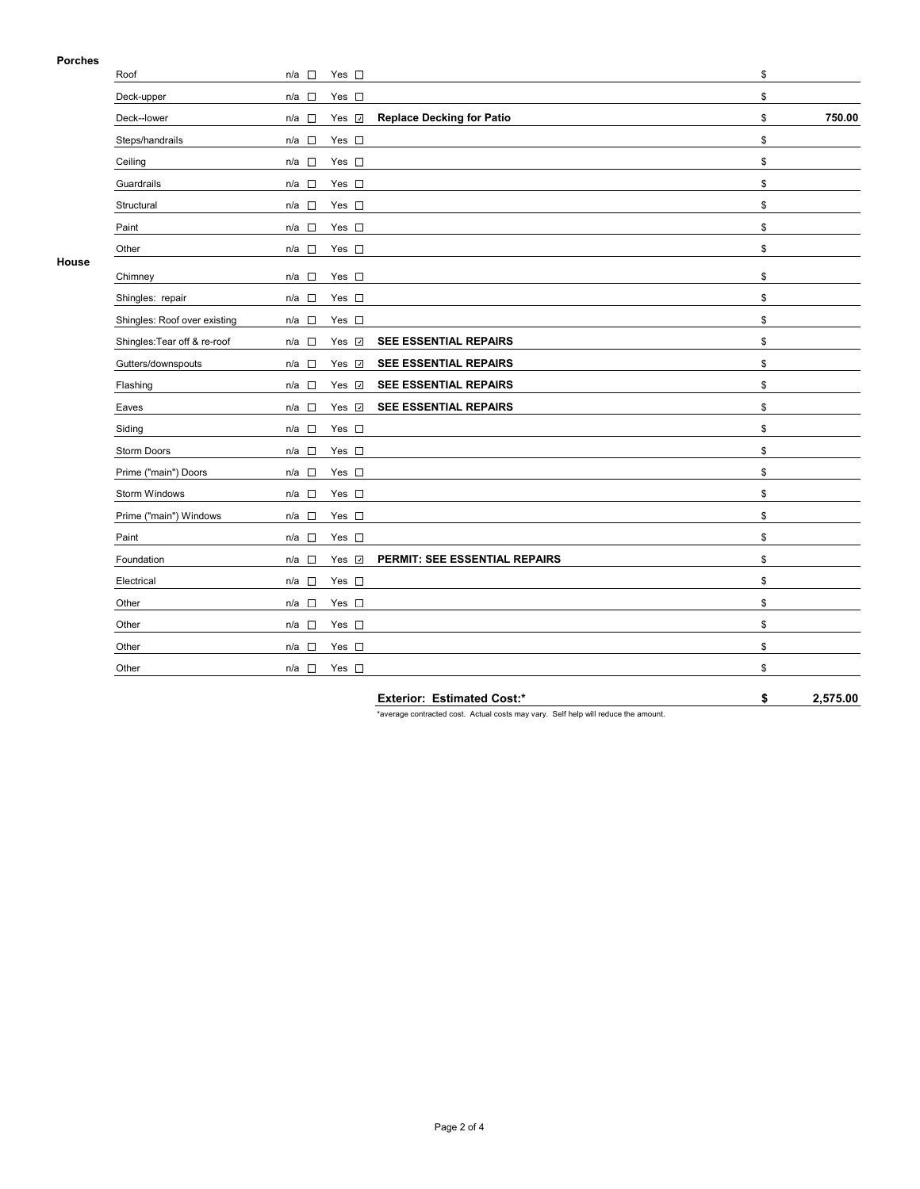**Porches**

| Item | n/a | Yes | Description | Cost |
|---|---|---|---|---|
| Roof | ☐ | ☐ | | $ |
| Deck-upper | ☐ | ☐ | | $ |
| Deck--lower | ☐ | ☑ | **Replace Decking for Patio** | $ **750.00** |
| Steps/handrails | ☐ | ☐ | | $ |
| Ceiling | ☐ | ☐ | | $ |
| Guardrails | ☐ | ☐ | | $ |
| Structural | ☐ | ☐ | | $ |
| Paint | ☐ | ☐ | | $ |
| Other | ☐ | ☐ | | $ |

**House**

| Item | n/a | Yes | Description | Cost |
|---|---|---|---|---|
| Chimney | ☐ | ☐ | | $ |
| Shingles: repair | ☐ | ☐ | | $ |
| Shingles: Roof over existing | ☐ | ☐ | | $ |
| Shingles:Tear off & re-roof | ☐ | ☑ | **SEE ESSENTIAL REPAIRS** | $ |
| Gutters/downspouts | ☐ | ☑ | **SEE ESSENTIAL REPAIRS** | $ |
| Flashing | ☐ | ☑ | **SEE ESSENTIAL REPAIRS** | $ |
| Eaves | ☐ | ☑ | **SEE ESSENTIAL REPAIRS** | $ |
| Siding | ☐ | ☐ | | $ |
| Storm Doors | ☐ | ☐ | | $ |
| Prime ("main") Doors | ☐ | ☐ | | $ |
| Storm Windows | ☐ | ☐ | | $ |
| Prime ("main") Windows | ☐ | ☐ | | $ |
| Paint | ☐ | ☐ | | $ |
| Foundation | ☐ | ☑ | **PERMIT: SEE ESSENTIAL REPAIRS** | $ |
| Electrical | ☐ | ☐ | | $ |
| Other | ☐ | ☐ | | $ |
| Other | ☐ | ☐ | | $ |
| Other | ☐ | ☐ | | $ |
| Other | ☐ | ☐ | | $ |

**Exterior: Estimated Cost:*** **$ 2,575.00**

*average contracted cost. Actual costs may vary. Self help will reduce the amount.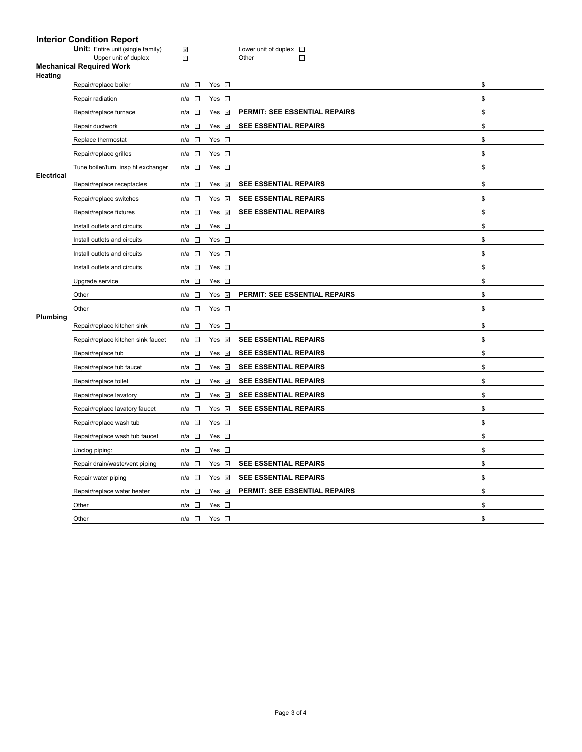## Interior Condition Report

**Unit:** Entire unit (single family) ☑ Lower unit of duplex ☐
Upper unit of duplex ☐ Other ☐

### Mechanical Required Work

| Category | Item | n/a | Yes | Notes | $ |
|---|---|---|---|---|---|
| **Heating** | Repair/replace boiler | ☐ | ☐ | | $ |
| | Repair radiation | ☐ | ☐ | | $ |
| | Repair/replace furnace | ☐ | ☑ | **PERMIT: SEE ESSENTIAL REPAIRS** | $ |
| | Repair ductwork | ☐ | ☑ | **SEE ESSENTIAL REPAIRS** | $ |
| | Replace thermostat | ☐ | ☐ | | $ |
| | Repair/replace grilles | ☐ | ☐ | | $ |
| | Tune boiler/furn. insp ht exchanger | ☐ | ☐ | | $ |
| **Electrical** | Repair/replace receptacles | ☐ | ☑ | **SEE ESSENTIAL REPAIRS** | $ |
| | Repair/replace switches | ☐ | ☑ | **SEE ESSENTIAL REPAIRS** | $ |
| | Repair/replace fixtures | ☐ | ☑ | **SEE ESSENTIAL REPAIRS** | $ |
| | Install outlets and circuits | ☐ | ☐ | | $ |
| | Install outlets and circuits | ☐ | ☐ | | $ |
| | Install outlets and circuits | ☐ | ☐ | | $ |
| | Install outlets and circuits | ☐ | ☐ | | $ |
| | Upgrade service | ☐ | ☐ | | $ |
| | Other | ☐ | ☑ | **PERMIT: SEE ESSENTIAL REPAIRS** | $ |
| | Other | ☐ | ☐ | | $ |
| **Plumbing** | Repair/replace kitchen sink | ☐ | ☐ | | $ |
| | Repair/replace kitchen sink faucet | ☐ | ☑ | **SEE ESSENTIAL REPAIRS** | $ |
| | Repair/replace tub | ☐ | ☑ | **SEE ESSENTIAL REPAIRS** | $ |
| | Repair/replace tub faucet | ☐ | ☑ | **SEE ESSENTIAL REPAIRS** | $ |
| | Repair/replace toilet | ☐ | ☑ | **SEE ESSENTIAL REPAIRS** | $ |
| | Repair/replace lavatory | ☐ | ☑ | **SEE ESSENTIAL REPAIRS** | $ |
| | Repair/replace lavatory faucet | ☐ | ☑ | **SEE ESSENTIAL REPAIRS** | $ |
| | Repair/replace wash tub | ☐ | ☐ | | $ |
| | Repair/replace wash tub faucet | ☐ | ☐ | | $ |
| | Unclog piping: | ☐ | ☐ | | $ |
| | Repair drain/waste/vent piping | ☐ | ☑ | **SEE ESSENTIAL REPAIRS** | $ |
| | Repair water piping | ☐ | ☑ | **SEE ESSENTIAL REPAIRS** | $ |
| | Repair/replace water heater | ☐ | ☑ | **PERMIT: SEE ESSENTIAL REPAIRS** | $ |
| | Other | ☐ | ☐ | | $ |
| | Other | ☐ | ☐ | | $ |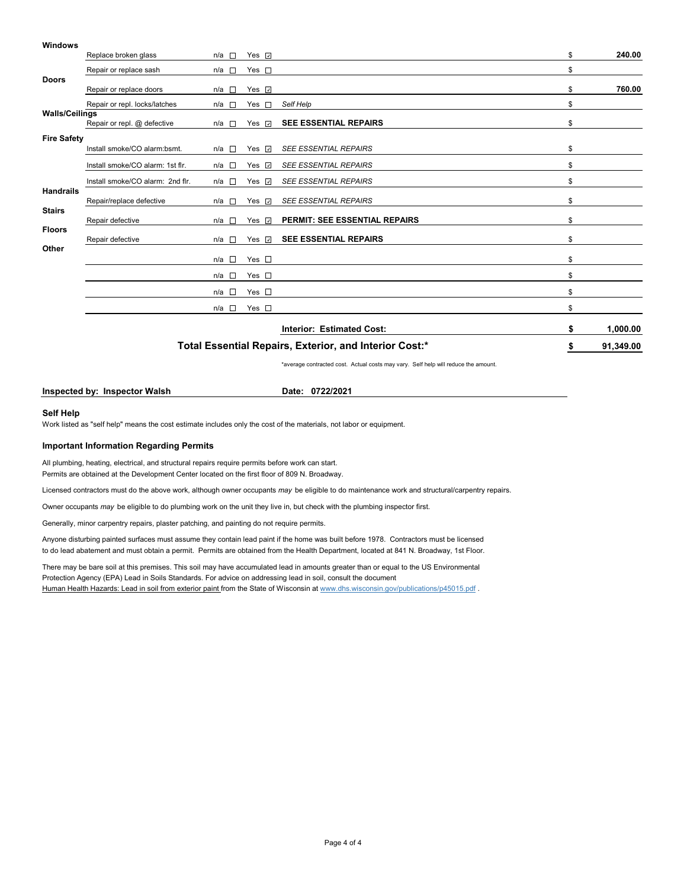| | | | | | | |
|---|---|---|---|---|---|---|
| **Windows** | | | | | | |
| | Replace broken glass | n/a ☐ | Yes ☑ | | $ | 240.00 |
| | Repair or replace sash | n/a ☐ | Yes ☐ | | $ | |
| **Doors** | | | | | | |
| | Repair or replace doors | n/a ☐ | Yes ☑ | | $ | 760.00 |
| | Repair or repl. locks/latches | n/a ☐ | Yes ☐ | *Self Help* | $ | |
| **Walls/Ceilings** | | | | | | |
| | Repair or repl. @ defective | n/a ☐ | Yes ☑ | **SEE ESSENTIAL REPAIRS** | $ | |
| **Fire Safety** | | | | | | |
| | Install smoke/CO alarm:bsmt. | n/a ☐ | Yes ☑ | *SEE ESSENTIAL REPAIRS* | $ | |
| | Install smoke/CO alarm: 1st flr. | n/a ☐ | Yes ☑ | *SEE ESSENTIAL REPAIRS* | $ | |
| | Install smoke/CO alarm: 2nd flr. | n/a ☐ | Yes ☑ | *SEE ESSENTIAL REPAIRS* | $ | |
| **Handrails** | | | | | | |
| | Repair/replace defective | n/a ☐ | Yes ☑ | *SEE ESSENTIAL REPAIRS* | $ | |
| **Stairs** | | | | | | |
| | Repair defective | n/a ☐ | Yes ☑ | **PERMIT: SEE ESSENTIAL REPAIRS** | $ | |
| **Floors** | | | | | | |
| | Repair defective | n/a ☐ | Yes ☑ | **SEE ESSENTIAL REPAIRS** | $ | |
| **Other** | | | | | | |
| | | n/a ☐ | Yes ☐ | | $ | |
| | | n/a ☐ | Yes ☐ | | $ | |
| | | n/a ☐ | Yes ☐ | | $ | |
| | | n/a ☐ | Yes ☐ | | $ | |
| | | | | **Interior: Estimated Cost:** | **$** | **1,000.00** |
| | | | | **Total Essential Repairs, Exterior, and Interior Cost:*** | **$** | **91,349.00** |

*average contracted cost. Actual costs may vary. Self help will reduce the amount.

**Inspected by: Inspector Walsh** **Date: 0722/2021**

### Self Help

Work listed as "self help" means the cost estimate includes only the cost of the materials, not labor or equipment.

### Important Information Regarding Permits

All plumbing, heating, electrical, and structural repairs require permits before work can start.
Permits are obtained at the Development Center located on the first floor of 809 N. Broadway.

Licensed contractors must do the above work, although owner occupants *may* be eligible to do maintenance work and structural/carpentry repairs.

Owner occupants *may* be eligible to do plumbing work on the unit they live in, but check with the plumbing inspector first.

Generally, minor carpentry repairs, plaster patching, and painting do not require permits.

Anyone disturbing painted surfaces must assume they contain lead paint if the home was built before 1978. Contractors must be licensed to do lead abatement and must obtain a permit. Permits are obtained from the Health Department, located at 841 N. Broadway, 1st Floor.

There may be bare soil at this premises. This soil may have accumulated lead in amounts greater than or equal to the US Environmental Protection Agency (EPA) Lead in Soils Standards. For advice on addressing lead in soil, consult the document Human Health Hazards: Lead in soil from exterior paint from the State of Wisconsin at www.dhs.wisconsin.gov/publications/p45015.pdf .